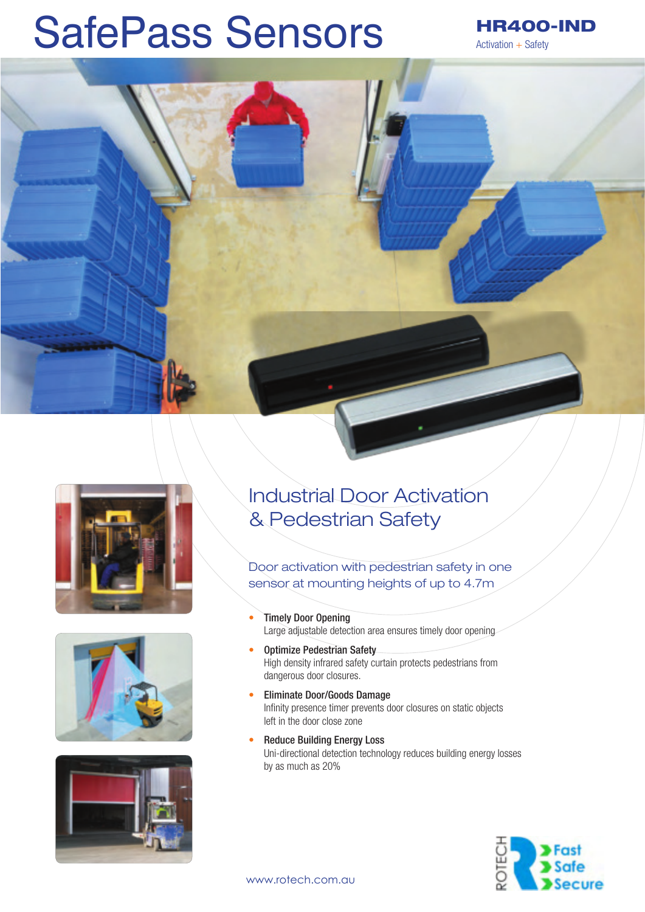# SafePass Sensors

**HR400-IND**

Activation + Safety

## Industrial Door Activation & Pedestrian Safety

Door activation with pedestrian safety in one sensor at mounting heights of up to 4.7m

- **Timely Door Opening**
  Large adjustable detection area ensures timely door opening
- **Optimize Pedestrian Safety**
  High density infrared safety curtain protects pedestrians from dangerous door closures.
- **Eliminate Door/Goods Damage**
  Infinity presence timer prevents door closures on static objects left in the door close zone
- **Reduce Building Energy Loss**
  Uni-directional detection technology reduces building energy losses by as much as 20%

www.rotech.com.au

ROTECH Fast Safe Secure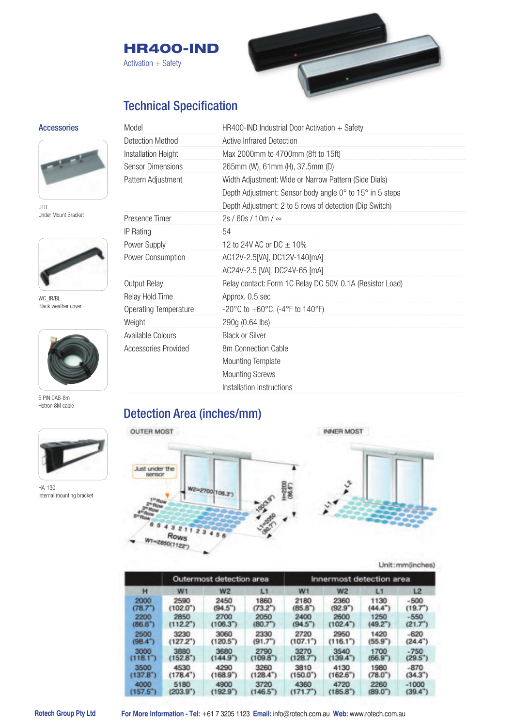# HR400-IND

Activation + Safety

## Technical Specification

| | |
|---|---|
| Model | HR400-IND Industrial Door Activation + Safety |
| Detection Method | Active Infrared Detection |
| Installation Height | Max 2000mm to 4700mm (8ft to 15ft) |
| Sensor Dimensions | 265mm (W), 61mm (H), 37.5mm (D) |
| Pattern Adjustment | Width Adjustment: Wide or Narrow Pattern (Side Dials) |
| | Depth Adjustment: Sensor body angle 0° to 15° in 5 steps |
| | Depth Adjustment: 2 to 5 rows of detection (Dip Switch) |
| Presence Timer | 2s / 60s / 10m / ∞ |
| IP Rating | 54 |
| Power Supply | 12 to 24V AC or DC ± 10% |
| Power Consumption | AC12V-2.5[VA], DC12V-140[mA] |
| | AC24V-2.5 [VA], DC24V-65 [mA] |
| Output Relay | Relay contact: Form 1C Relay DC 50V, 0.1A (Resistor Load) |
| Relay Hold Time | Approx. 0.5 sec |
| Operating Temperature | -20°C to +60°C, (-4°F to 140°F) |
| Weight | 290g (0.64 lbs) |
| Available Colours | Black or Silver |
| Accessories Provided | 8m Connection Cable |
| | Mounting Template |
| | Mounting Screws |
| | Installation Instructions |

## Accessories

UTB
Under Mount Bracket

WC_IR/BL
Black weather cover

5 PIN CAB-8m
Hotron 8M cable

HA-130
Internal mounting bracket

## Detection Area (inches/mm)

OUTER MOST

Just under the sensor

W2=2700(106.3")

H=2200 (86.6")

100(3.9")

L1=2050 (80.7")

1st Row
2nd Row
3rd Row
4th Row
5th Row

6 5 4 3 2 1 1 2 3 4 5 6
Rows

W1=2850(112.2")

INNER MOST

L2

L1

Unit: mm(inches)

| H | Outermost detection area | | | Innermost detection area | | | |
|---|---|---|---|---|---|---|---|
| | W1 | W2 | L1 | W1 | W2 | L1 | L2 |
| 2000 (78.7") | 2590 (102.0") | 2450 (94.5") | 1860 (73.2") | 2180 (85.8") | 2360 (92.9") | 1130 (44.4") | -500 (19.7") |
| 2200 (86.6") | 2850 (112.2") | 2700 (106.3") | 2050 (80.7") | 2400 (94.5") | 2600 (102.4") | 1250 (49.2") | -550 (21.7") |
| 2500 (98.4") | 3230 (127.2") | 3060 (120.5") | 2330 (91.7") | 2720 (107.1") | 2950 (116.1") | 1420 (55.9") | -620 (24.4") |
| 3000 (118.1") | 3880 (152.8") | 3680 (144.9") | 2790 (109.8") | 3270 (128.7") | 3540 (139.4") | 1700 (66.9") | -750 (29.5") |
| 3500 (137.8") | 4530 (178.4") | 4290 (168.9") | 3260 (128.4") | 3810 (150.0") | 4130 (162.6") | 1980 (78.0") | -870 (34.3") |
| 4000 (157.5") | 5180 (203.9") | 4900 (192.9") | 3720 (146.5") | 4360 (171.7") | 4720 (185.8") | 2260 (89.0") | -1000 (39.4") |

**Rotech Group Pty Ltd**

**For More Information - Tel:** +61 7 3205 1123 **Email:** info@rotech.com.au **Web:** www.rotech.com.au